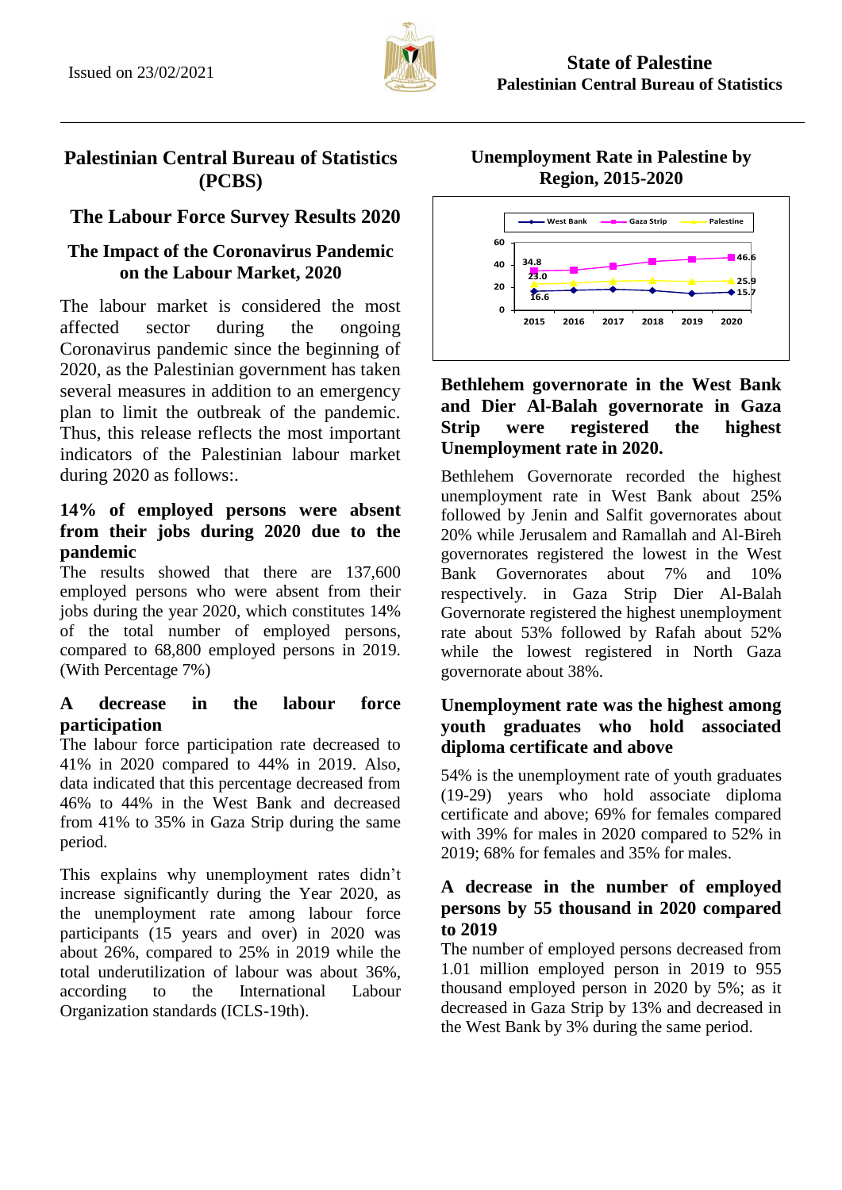Issued on 23/02/2021

**State of Palestine**
**Palestinian Central Bureau of Statistics**

# Palestinian Central Bureau of Statistics (PCBS)

## The Labour Force Survey Results 2020

### The Impact of the Coronavirus Pandemic on the Labour Market, 2020

The labour market is considered the most affected sector during the ongoing Coronavirus pandemic since the beginning of 2020, as the Palestinian government has taken several measures in addition to an emergency plan to limit the outbreak of the pandemic. Thus, this release reflects the most important indicators of the Palestinian labour market during 2020 as follows:.

### 14% of employed persons were absent from their jobs during 2020 due to the pandemic

The results showed that there are 137,600 employed persons who were absent from their jobs during the year 2020, which constitutes 14% of the total number of employed persons, compared to 68,800 employed persons in 2019. (With Percentage 7%)

### A decrease in the labour force participation

The labour force participation rate decreased to 41% in 2020 compared to 44% in 2019. Also, data indicated that this percentage decreased from 46% to 44% in the West Bank and decreased from 41% to 35% in Gaza Strip during the same period.

This explains why unemployment rates didn't increase significantly during the Year 2020, as the unemployment rate among labour force participants (15 years and over) in 2020 was about 26%, compared to 25% in 2019 while the total underutilization of labour was about 36%, according to the International Labour Organization standards (ICLS-19th).

### Unemployment Rate in Palestine by Region, 2015-2020

| Year | West Bank | Gaza Strip | Palestine |
|---|---|---|---|
| 2015 | 16.6 | 34.8 | 23.0 |
| 2020 | 15.7 | 46.6 | 25.9 |

### Bethlehem governorate in the West Bank and Dier Al-Balah governorate in Gaza Strip were registered the highest Unemployment rate in 2020.

Bethlehem Governorate recorded the highest unemployment rate in West Bank about 25% followed by Jenin and Salfit governorates about 20% while Jerusalem and Ramallah and Al-Bireh governorates registered the lowest in the West Bank Governorates about 7% and 10% respectively. in Gaza Strip Dier Al-Balah Governorate registered the highest unemployment rate about 53% followed by Rafah about 52% while the lowest registered in North Gaza governorate about 38%.

### Unemployment rate was the highest among youth graduates who hold associated diploma certificate and above

54% is the unemployment rate of youth graduates (19-29) years who hold associate diploma certificate and above; 69% for females compared with 39% for males in 2020 compared to 52% in 2019; 68% for females and 35% for males.

### A decrease in the number of employed persons by 55 thousand in 2020 compared to 2019

The number of employed persons decreased from 1.01 million employed person in 2019 to 955 thousand employed person in 2020 by 5%; as it decreased in Gaza Strip by 13% and decreased in the West Bank by 3% during the same period.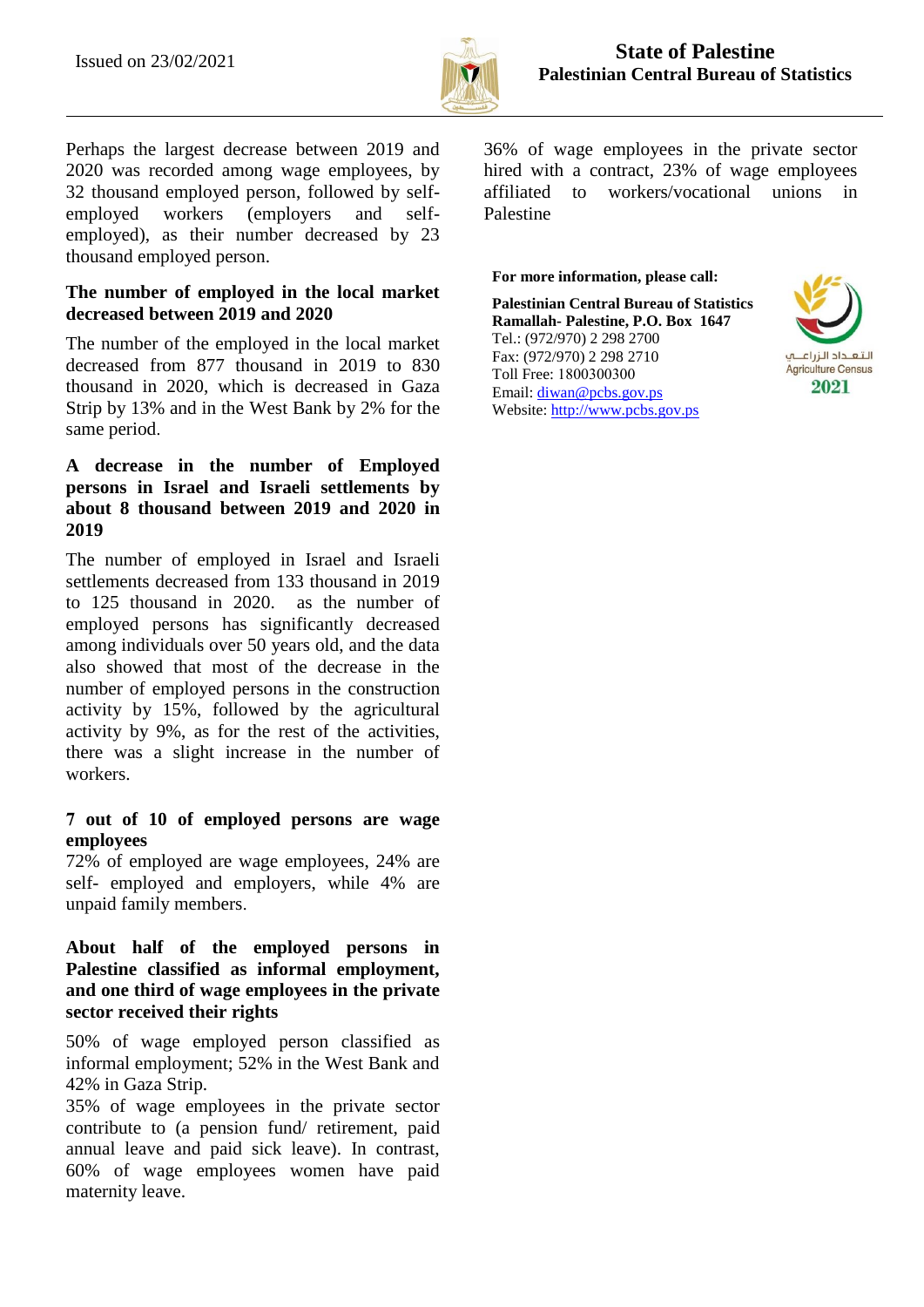Perhaps the largest decrease between 2019 and 2020 was recorded among wage employees, by 32 thousand employed person, followed by self-employed workers (employers and self-employed), as their number decreased by 23 thousand employed person.

**The number of employed in the local market decreased between 2019 and 2020**

The number of the employed in the local market decreased from 877 thousand in 2019 to 830 thousand in 2020, which is decreased in Gaza Strip by 13% and in the West Bank by 2% for the same period.

**A decrease in the number of Employed persons in Israel and Israeli settlements by about 8 thousand between 2019 and 2020 in 2019**

The number of employed in Israel and Israeli settlements decreased from 133 thousand in 2019 to 125 thousand in 2020. as the number of employed persons has significantly decreased among individuals over 50 years old, and the data also showed that most of the decrease in the number of employed persons in the construction activity by 15%, followed by the agricultural activity by 9%, as for the rest of the activities, there was a slight increase in the number of workers.

**7 out of 10 of employed persons are wage employees**

72% of employed are wage employees, 24% are self- employed and employers, while 4% are unpaid family members.

**About half of the employed persons in Palestine classified as informal employment, and one third of wage employees in the private sector received their rights**

50% of wage employed person classified as informal employment; 52% in the West Bank and 42% in Gaza Strip.

35% of wage employees in the private sector contribute to (a pension fund/ retirement, paid annual leave and paid sick leave). In contrast, 60% of wage employees women have paid maternity leave.

36% of wage employees in the private sector hired with a contract, 23% of wage employees affiliated to workers/vocational unions in Palestine

**For more information, please call:**

**Palestinian Central Bureau of Statistics**
**Ramallah- Palestine, P.O. Box 1647**
Tel.: (972/970) 2 298 2700
Fax: (972/970) 2 298 2710
Toll Free: 1800300300
Email: diwan@pcbs.gov.ps
Website: http://www.pcbs.gov.ps

التعداد الزراعي
Agriculture Census
2021